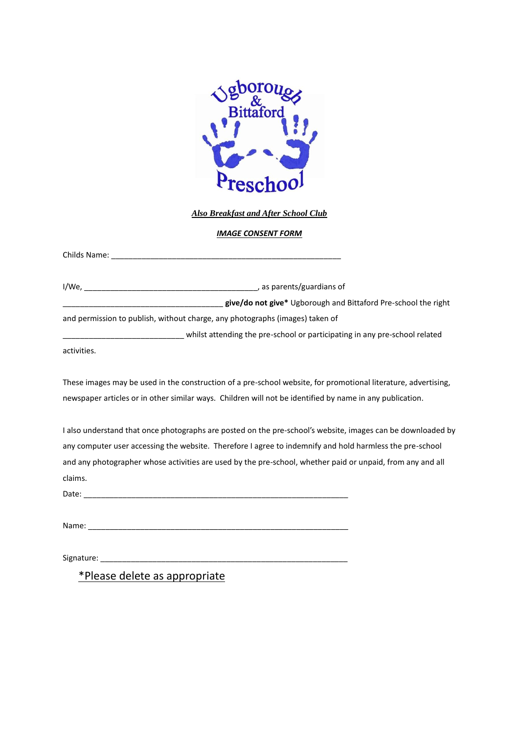Ugborough & Bittaford Preschool

***Also Breakfast and After School Club***

***IMAGE CONSENT FORM***

Childs Name: _______________________________________________________

I/We, __________________________________________, as parents/guardians of

______________________________________ **give/do not give*** Ugborough and Bittaford Pre-school the right and permission to publish, without charge, any photographs (images) taken of

_____________________________ whilst attending the pre-school or participating in any pre-school related activities.

These images may be used in the construction of a pre-school website, for promotional literature, advertising, newspaper articles or in other similar ways. Children will not be identified by name in any publication.

I also understand that once photographs are posted on the pre-school's website, images can be downloaded by any computer user accessing the website. Therefore I agree to indemnify and hold harmless the pre-school and any photographer whose activities are used by the pre-school, whether paid or unpaid, from any and all claims.

Date: _______________________________________________________________

Name: ______________________________________________________________

Signature: ___________________________________________________________

*Please delete as appropriate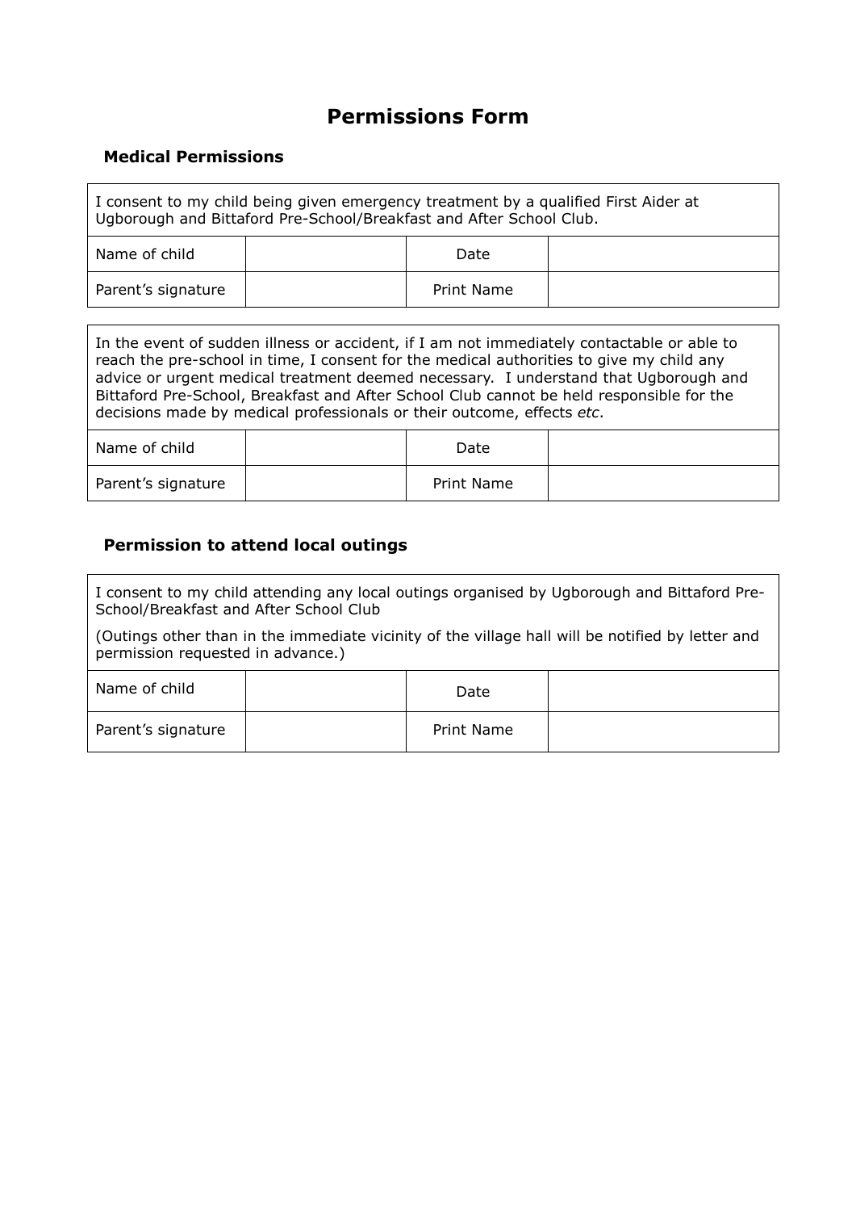# Permissions Form

## Medical Permissions

| I consent to my child being given emergency treatment by a qualified First Aider at Ugborough and Bittaford Pre-School/Breakfast and After School Club. | | | |
|---|---|---|---|
| Name of child | | Date | |
| Parent's signature | | Print Name | |

| In the event of sudden illness or accident, if I am not immediately contactable or able to reach the pre-school in time, I consent for the medical authorities to give my child any advice or urgent medical treatment deemed necessary. I understand that Ugborough and Bittaford Pre-School, Breakfast and After School Club cannot be held responsible for the decisions made by medical professionals or their outcome, effects *etc*. | | | |
|---|---|---|---|
| Name of child | | Date | |
| Parent's signature | | Print Name | |

## Permission to attend local outings

| I consent to my child attending any local outings organised by Ugborough and Bittaford Pre-School/Breakfast and After School Club (Outings other than in the immediate vicinity of the village hall will be notified by letter and permission requested in advance.) | | | |
|---|---|---|---|
| Name of child | | Date | |
| Parent's signature | | Print Name | |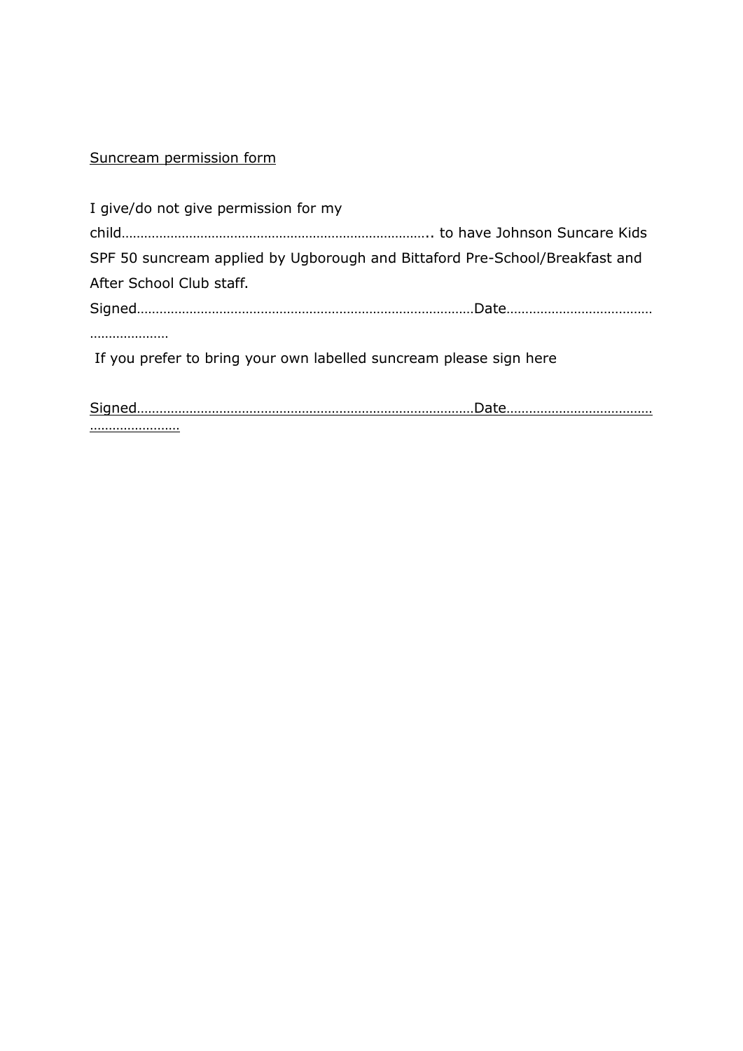<u>Suncream permission form</u>

I give/do not give permission for my child……………………………………………………………………….. to have Johnson Suncare Kids SPF 50 suncream applied by Ugborough and Bittaford Pre-School/Breakfast and After School Club staff.

Signed………………………………………………………………………………Date…………………………………………………………

If you prefer to bring your own labelled suncream please sign here

<u>Signed………………………………………………………………………………Date………………………………………………………………</u>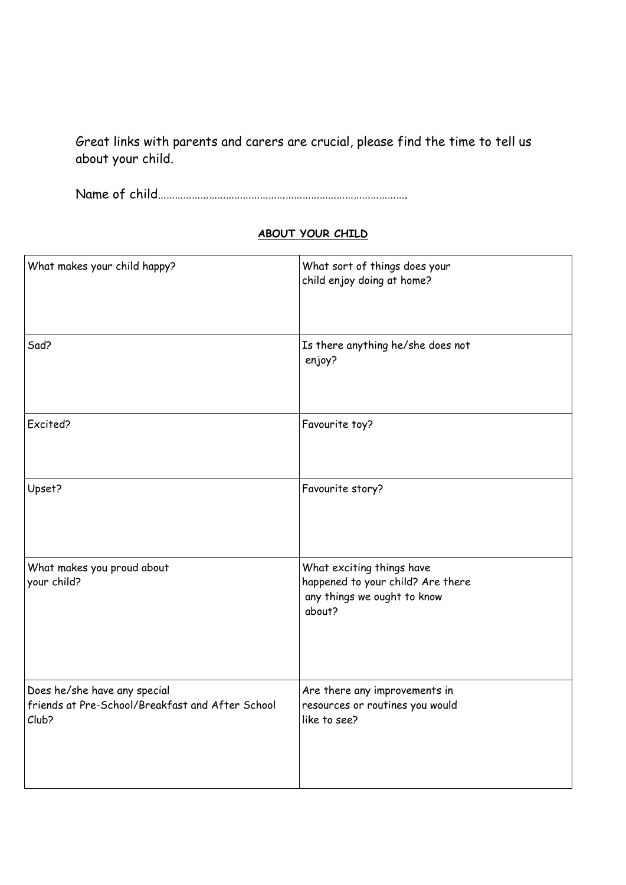Great links with parents and carers are crucial, please find the time to tell us about your child.

Name of child…………………………………………………………………………….

**ABOUT YOUR CHILD**

| | |
|---|---|
| What makes your child happy? | What sort of things does your child enjoy doing at home? |
| Sad? | Is there anything he/she does not enjoy? |
| Excited? | Favourite toy? |
| Upset? | Favourite story? |
| What makes you proud about your child? | What exciting things have happened to your child? Are there any things we ought to know about? |
| Does he/she have any special friends at Pre-School/Breakfast and After School Club? | Are there any improvements in resources or routines you would like to see? |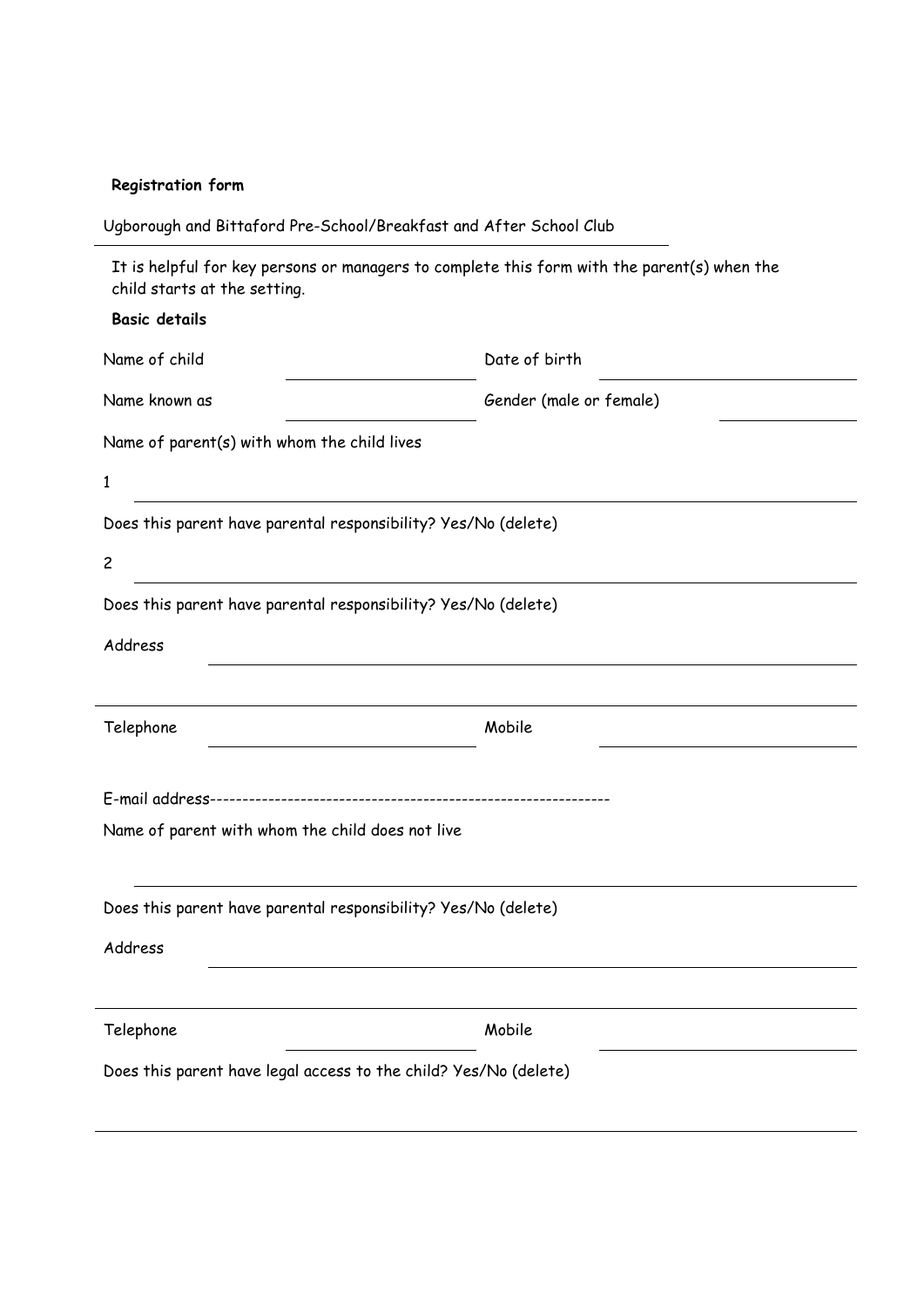**Registration form**

Ugborough and Bittaford Pre-School/Breakfast and After School Club

It is helpful for key persons or managers to complete this form with the parent(s) when the child starts at the setting.

**Basic details**

Name of child ____________________ Date of birth ____________________

Name known as ____________________ Gender (male or female) ____________

Name of parent(s) with whom the child lives

1 ________________________________________________________________

Does this parent have parental responsibility? Yes/No (delete)

2 ________________________________________________________________

Does this parent have parental responsibility? Yes/No (delete)

Address ___________________________________________________________

___________________________________________________________________

Telephone ____________________ Mobile ____________________

E-mail address-----------------------------------------------------------

Name of parent with whom the child does not live

___________________________________________________________________

Does this parent have parental responsibility? Yes/No (delete)

Address ___________________________________________________________

___________________________________________________________________

Telephone ____________________ Mobile ____________________

Does this parent have legal access to the child? Yes/No (delete)

___________________________________________________________________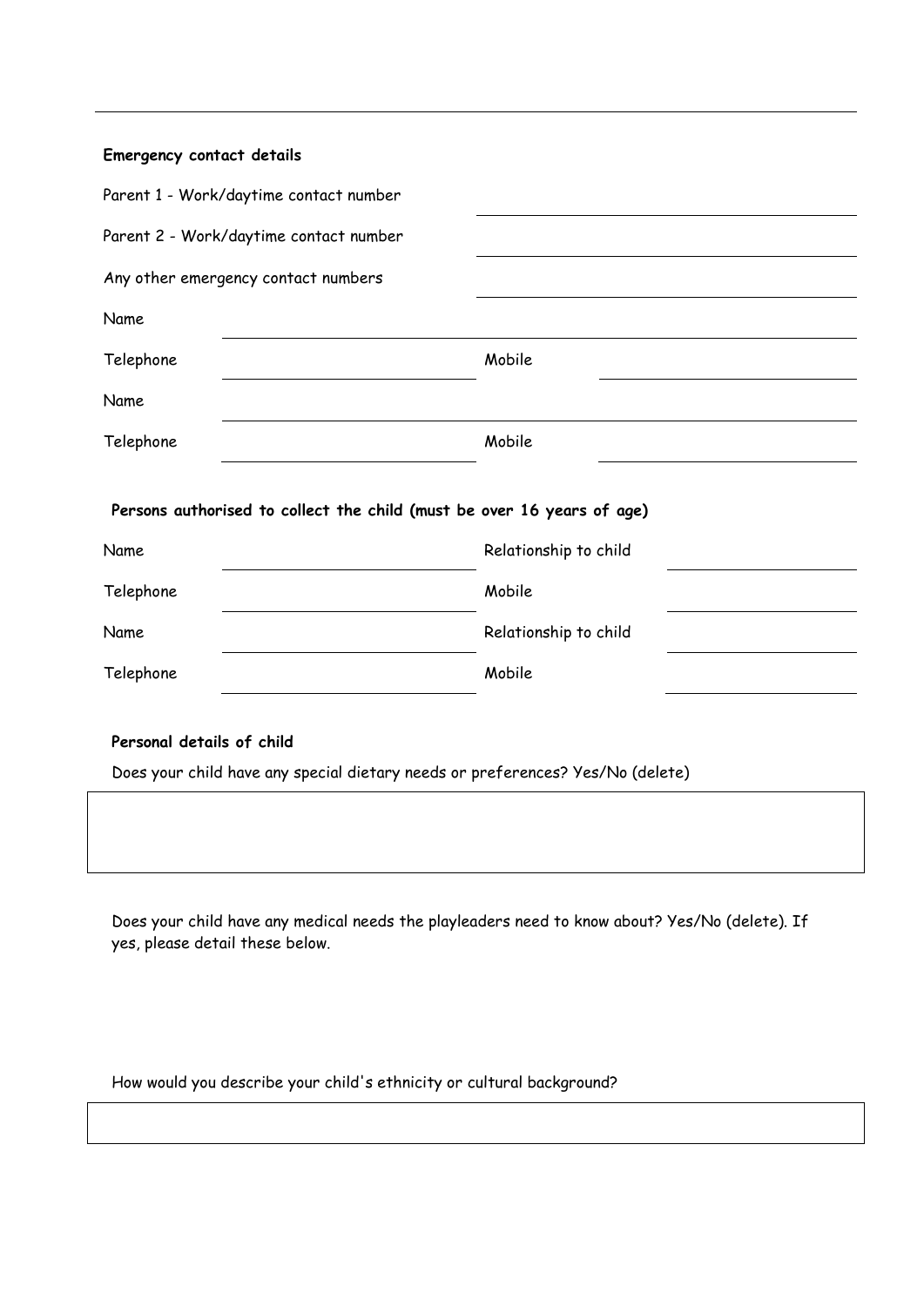**Emergency contact details**

Parent 1 - Work/daytime contact number \_\_\_\_\_\_\_\_\_\_\_\_\_\_\_\_\_\_\_\_

Parent 2 - Work/daytime contact number \_\_\_\_\_\_\_\_\_\_\_\_\_\_\_\_\_\_\_\_

Any other emergency contact numbers \_\_\_\_\_\_\_\_\_\_\_\_\_\_\_\_\_\_\_\_

| | | | |
|---|---|---|---|
| Name | | | |
| Telephone | | Mobile | |
| Name | | | |
| Telephone | | Mobile | |

**Persons authorised to collect the child (must be over 16 years of age)**

| | | | |
|---|---|---|---|
| Name | | Relationship to child | |
| Telephone | | Mobile | |
| Name | | Relationship to child | |
| Telephone | | Mobile | |

**Personal details of child**

Does your child have any special dietary needs or preferences? Yes/No (delete)

Does your child have any medical needs the playleaders need to know about? Yes/No (delete). If yes, please detail these below.

How would you describe your child's ethnicity or cultural background?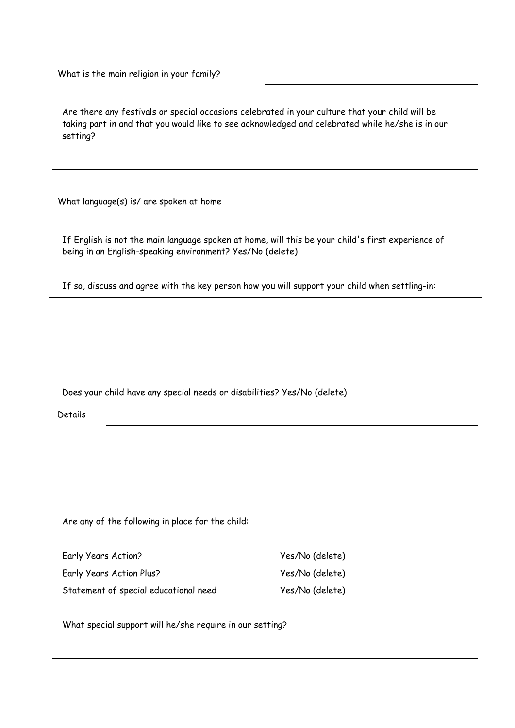What is the main religion in your family? \_\_\_\_\_\_\_\_\_\_\_\_\_\_\_\_\_\_\_\_\_\_\_\_\_\_\_\_\_\_

Are there any festivals or special occasions celebrated in your culture that your child will be taking part in and that you would like to see acknowledged and celebrated while he/she is in our setting?

\_\_\_\_\_\_\_\_\_\_\_\_\_\_\_\_\_\_\_\_\_\_\_\_\_\_\_\_\_\_\_\_\_\_\_\_\_\_\_\_\_\_\_\_\_\_\_\_\_\_\_\_\_\_\_\_\_\_\_\_\_\_\_\_\_\_\_\_\_\_\_\_

What language(s) is/ are spoken at home \_\_\_\_\_\_\_\_\_\_\_\_\_\_\_\_\_\_\_\_\_\_\_\_\_\_\_\_\_\_

If English is not the main language spoken at home, will this be your child's first experience of being in an English-speaking environment? Yes/No (delete)

If so, discuss and agree with the key person how you will support your child when settling-in:

|  |
|---|
|  |

Does your child have any special needs or disabilities? Yes/No (delete)

Details \_\_\_\_\_\_\_\_\_\_\_\_\_\_\_\_\_\_\_\_\_\_\_\_\_\_\_\_\_\_\_\_\_\_\_\_\_\_\_\_\_\_\_\_\_\_\_\_\_\_\_\_\_\_\_\_\_\_\_\_

Are any of the following in place for the child:

| | |
|---|---|
| Early Years Action? | Yes/No (delete) |
| Early Years Action Plus? | Yes/No (delete) |
| Statement of special educational need | Yes/No (delete) |

What special support will he/she require in our setting?

\_\_\_\_\_\_\_\_\_\_\_\_\_\_\_\_\_\_\_\_\_\_\_\_\_\_\_\_\_\_\_\_\_\_\_\_\_\_\_\_\_\_\_\_\_\_\_\_\_\_\_\_\_\_\_\_\_\_\_\_\_\_\_\_\_\_\_\_\_\_\_\_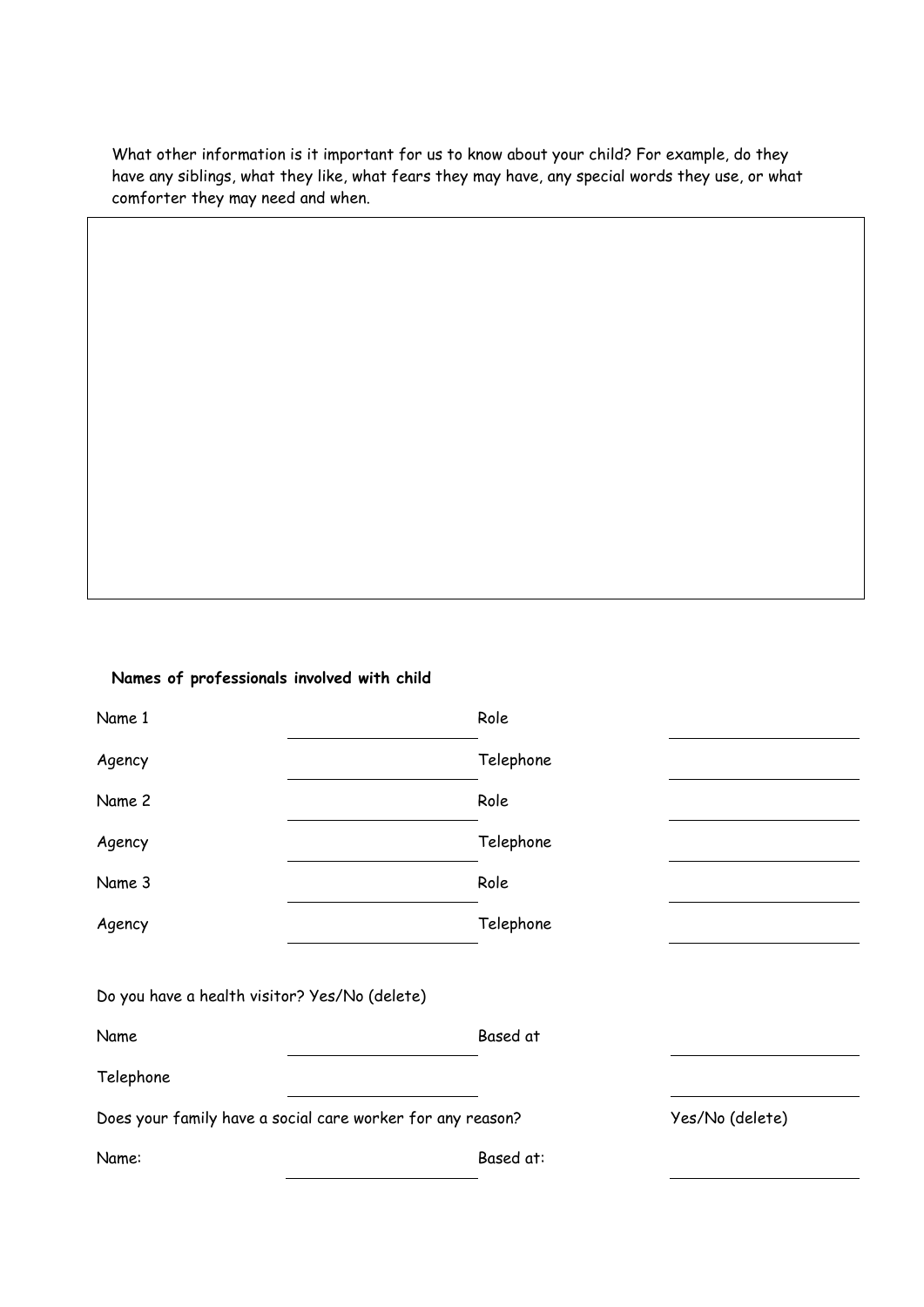What other information is it important for us to know about your child? For example, do they have any siblings, what they like, what fears they may have, any special words they use, or what comforter they may need and when.

|  |
|---|
|  |

**Names of professionals involved with child**

| | | | |
|---|---|---|---|
| Name 1 | \_\_\_\_\_\_\_\_\_\_\_\_ | Role | \_\_\_\_\_\_\_\_\_\_\_\_ |
| Agency | \_\_\_\_\_\_\_\_\_\_\_\_ | Telephone | \_\_\_\_\_\_\_\_\_\_\_\_ |
| Name 2 | \_\_\_\_\_\_\_\_\_\_\_\_ | Role | \_\_\_\_\_\_\_\_\_\_\_\_ |
| Agency | \_\_\_\_\_\_\_\_\_\_\_\_ | Telephone | \_\_\_\_\_\_\_\_\_\_\_\_ |
| Name 3 | \_\_\_\_\_\_\_\_\_\_\_\_ | Role | \_\_\_\_\_\_\_\_\_\_\_\_ |
| Agency | \_\_\_\_\_\_\_\_\_\_\_\_ | Telephone | \_\_\_\_\_\_\_\_\_\_\_\_ |

Do you have a health visitor? Yes/No (delete)

Name \_\_\_\_\_\_\_\_\_\_\_\_ Based at \_\_\_\_\_\_\_\_\_\_\_\_

Telephone \_\_\_\_\_\_\_\_\_\_\_\_ \_\_\_\_\_\_\_\_\_\_\_\_

Does your family have a social care worker for any reason? Yes/No (delete)

Name: \_\_\_\_\_\_\_\_\_\_\_\_ Based at: \_\_\_\_\_\_\_\_\_\_\_\_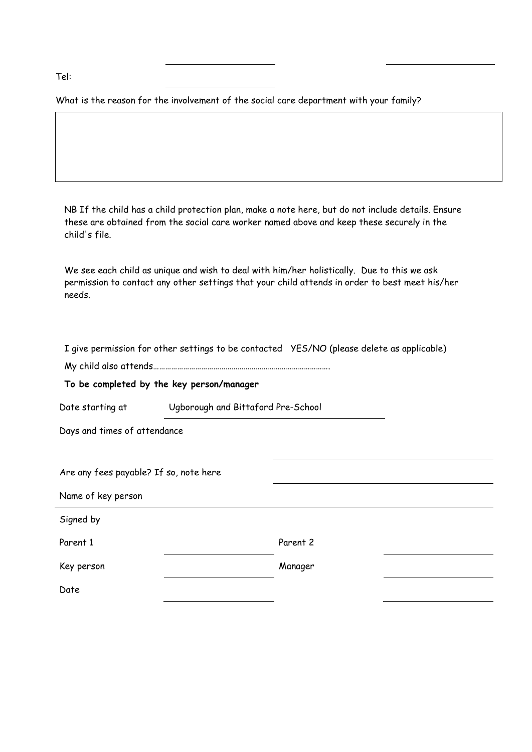Tel: \_\_\_\_\_\_\_\_\_\_\_\_\_\_\_\_\_\_\_\_

What is the reason for the involvement of the social care department with your family?

| |
|---|
| |

NB If the child has a child protection plan, make a note here, but do not include details. Ensure these are obtained from the social care worker named above and keep these securely in the child's file.

We see each child as unique and wish to deal with him/her holistically. Due to this we ask permission to contact any other settings that your child attends in order to best meet his/her needs.

I give permission for other settings to be contacted YES/NO (please delete as applicable)

My child also attends…………………………………………………………………………….

**To be completed by the key person/manager**

Date starting at Ugborough and Bittaford Pre-School \_\_\_\_\_\_\_\_\_\_\_\_\_\_\_\_\_\_\_\_

Days and times of attendance \_\_\_\_\_\_\_\_\_\_\_\_\_\_\_\_\_\_\_\_

Are any fees payable? If so, note here \_\_\_\_\_\_\_\_\_\_\_\_\_\_\_\_\_\_\_\_

Name of key person \_\_\_\_\_\_\_\_\_\_\_\_\_\_\_\_\_\_\_\_

Signed by

| | | | |
|---|---|---|---|
| Parent 1 | \_\_\_\_\_\_\_\_\_\_\_\_\_\_\_\_\_\_\_\_ | Parent 2 | \_\_\_\_\_\_\_\_\_\_\_\_\_\_\_\_\_\_\_\_ |
| Key person | \_\_\_\_\_\_\_\_\_\_\_\_\_\_\_\_\_\_\_\_ | Manager | \_\_\_\_\_\_\_\_\_\_\_\_\_\_\_\_\_\_\_\_ |
| Date | \_\_\_\_\_\_\_\_\_\_\_\_\_\_\_\_\_\_\_\_ | | \_\_\_\_\_\_\_\_\_\_\_\_\_\_\_\_\_\_\_\_ |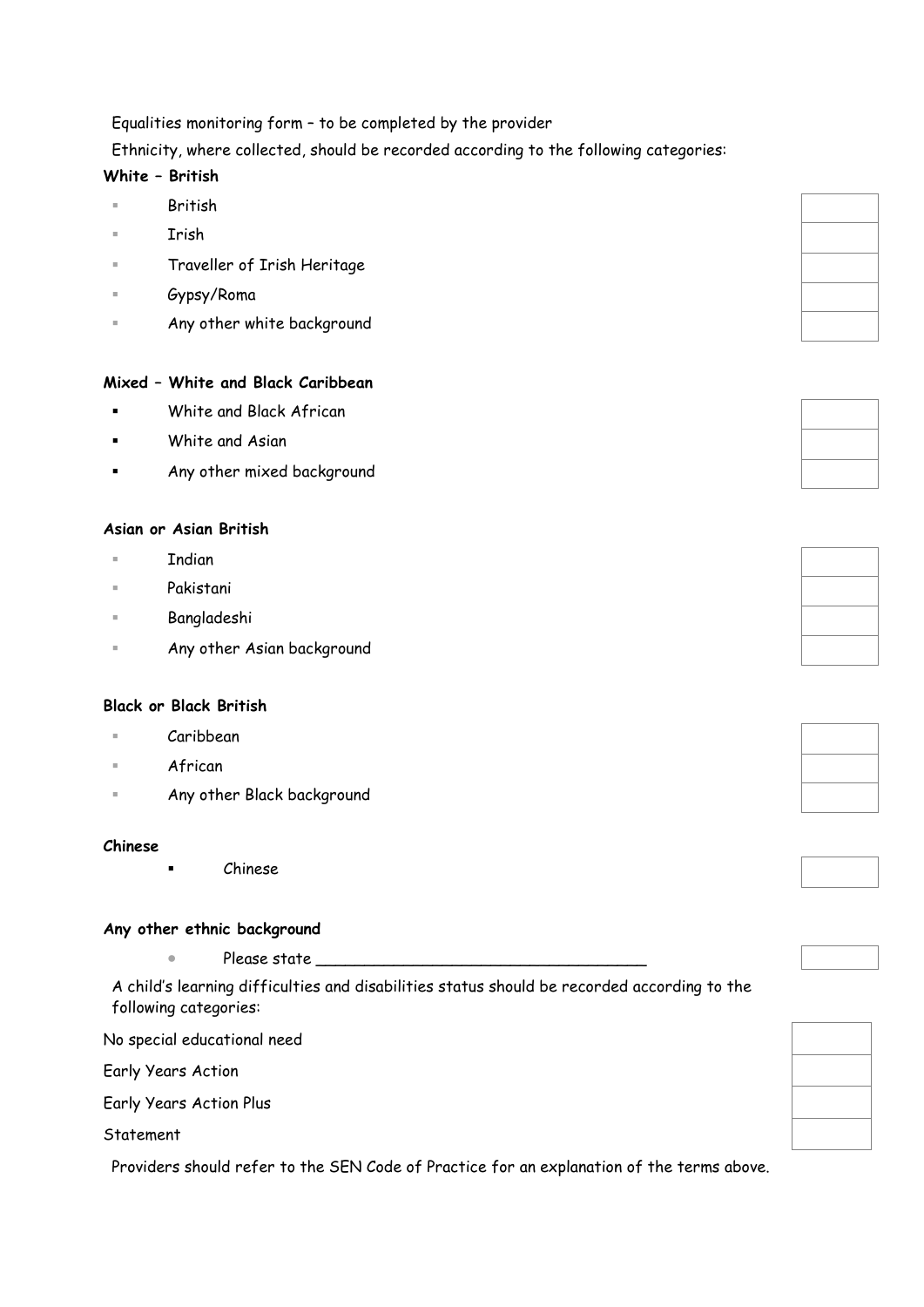Equalities monitoring form – to be completed by the provider

Ethnicity, where collected, should be recorded according to the following categories:

**White – British**

- British
- Irish
- Traveller of Irish Heritage
- Gypsy/Roma
- Any other white background

**Mixed – White and Black Caribbean**

- White and Black African
- White and Asian
- Any other mixed background

**Asian or Asian British**

- Indian
- Pakistani
- Bangladeshi
- Any other Asian background

**Black or Black British**

- Caribbean
- African
- Any other Black background

**Chinese**

- Chinese

**Any other ethnic background**

- Please state ___________________________________

A child's learning difficulties and disabilities status should be recorded according to the following categories:

No special educational need

Early Years Action

Early Years Action Plus

Statement

Providers should refer to the SEN Code of Practice for an explanation of the terms above.